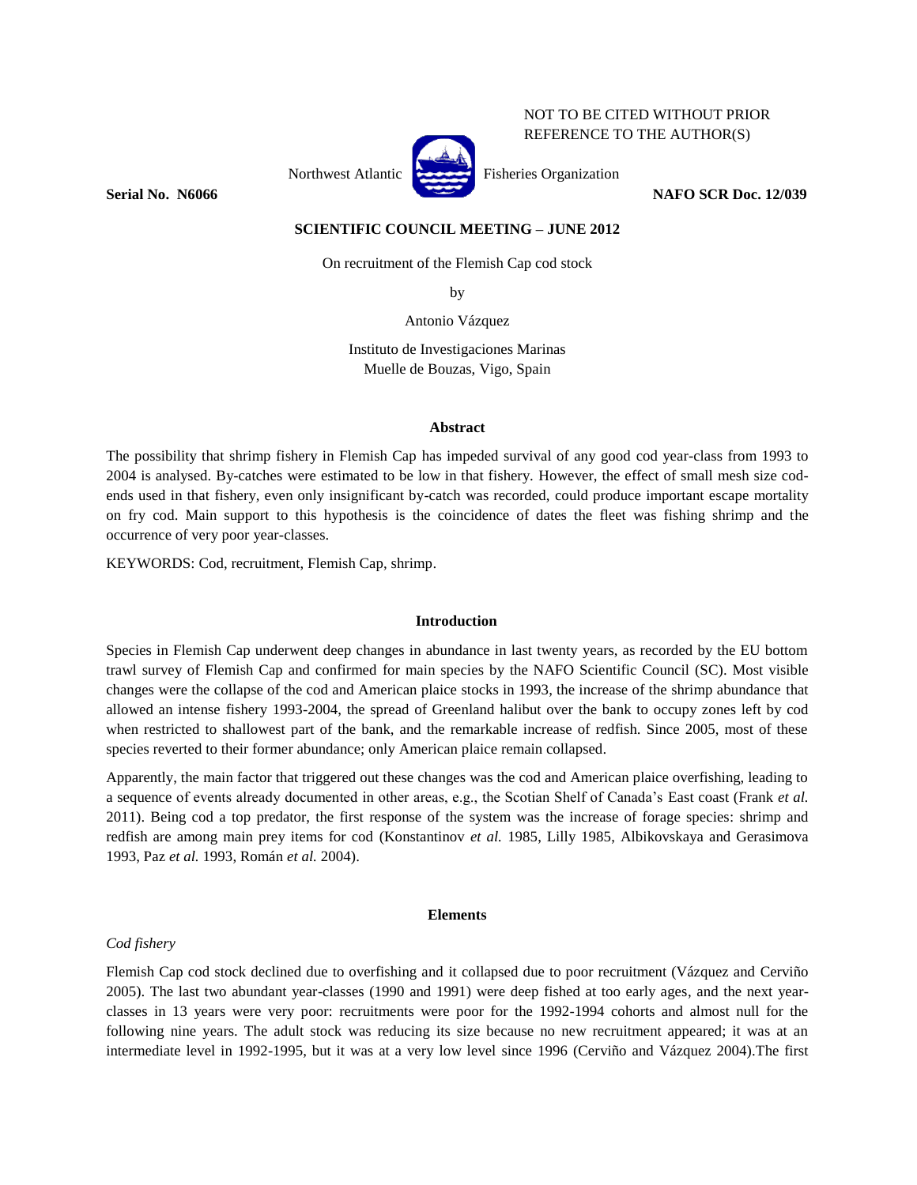NOT TO BE CITED WITHOUT PRIOR REFERENCE TO THE AUTHOR(S)

Northwest Atlantic Fisheries Organization

**Serial No. N6066** **NAFO SCR Doc. 12/039**

**SCIENTIFIC COUNCIL MEETING – JUNE 2012**

# On recruitment of the Flemish Cap cod stock

by

Antonio Vázquez

Instituto de Investigaciones Marinas
Muelle de Bouzas, Vigo, Spain

## Abstract

The possibility that shrimp fishery in Flemish Cap has impeded survival of any good cod year-class from 1993 to 2004 is analysed. By-catches were estimated to be low in that fishery. However, the effect of small mesh size cod-ends used in that fishery, even only insignificant by-catch was recorded, could produce important escape mortality on fry cod. Main support to this hypothesis is the coincidence of dates the fleet was fishing shrimp and the occurrence of very poor year-classes.

KEYWORDS: Cod, recruitment, Flemish Cap, shrimp.

## Introduction

Species in Flemish Cap underwent deep changes in abundance in last twenty years, as recorded by the EU bottom trawl survey of Flemish Cap and confirmed for main species by the NAFO Scientific Council (SC). Most visible changes were the collapse of the cod and American plaice stocks in 1993, the increase of the shrimp abundance that allowed an intense fishery 1993-2004, the spread of Greenland halibut over the bank to occupy zones left by cod when restricted to shallowest part of the bank, and the remarkable increase of redfish. Since 2005, most of these species reverted to their former abundance; only American plaice remain collapsed.

Apparently, the main factor that triggered out these changes was the cod and American plaice overfishing, leading to a sequence of events already documented in other areas, e.g., the Scotian Shelf of Canada's East coast (Frank *et al.* 2011). Being cod a top predator, the first response of the system was the increase of forage species: shrimp and redfish are among main prey items for cod (Konstantinov *et al.* 1985, Lilly 1985, Albikovskaya and Gerasimova 1993, Paz *et al.* 1993, Román *et al.* 2004).

## Elements

### *Cod fishery*

Flemish Cap cod stock declined due to overfishing and it collapsed due to poor recruitment (Vázquez and Cerviño 2005). The last two abundant year-classes (1990 and 1991) were deep fished at too early ages, and the next year-classes in 13 years were very poor: recruitments were poor for the 1992-1994 cohorts and almost null for the following nine years. The adult stock was reducing its size because no new recruitment appeared; it was at an intermediate level in 1992-1995, but it was at a very low level since 1996 (Cerviño and Vázquez 2004).The first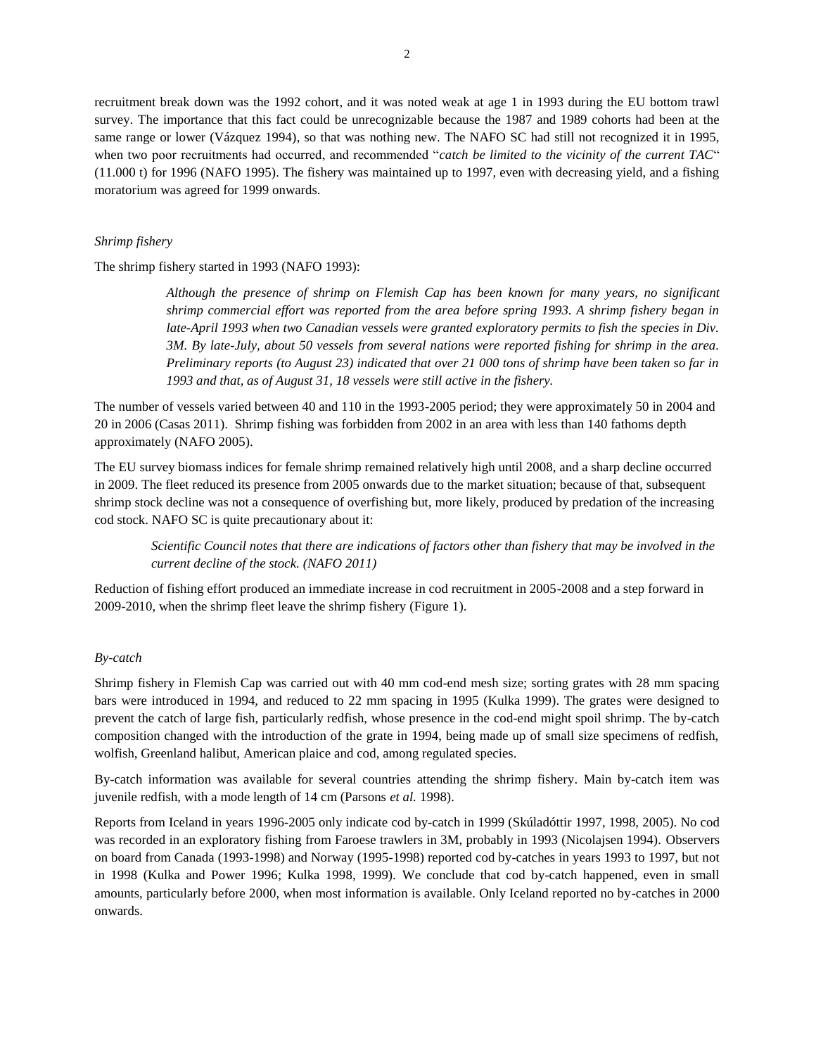recruitment break down was the 1992 cohort, and it was noted weak at age 1 in 1993 during the EU bottom trawl survey. The importance that this fact could be unrecognizable because the 1987 and 1989 cohorts had been at the same range or lower (Vázquez 1994), so that was nothing new. The NAFO SC had still not recognized it in 1995, when two poor recruitments had occurred, and recommended "*catch be limited to the vicinity of the current TAC*" (11.000 t) for 1996 (NAFO 1995). The fishery was maintained up to 1997, even with decreasing yield, and a fishing moratorium was agreed for 1999 onwards.

*Shrimp fishery*

The shrimp fishery started in 1993 (NAFO 1993):

> *Although the presence of shrimp on Flemish Cap has been known for many years, no significant shrimp commercial effort was reported from the area before spring 1993. A shrimp fishery began in late-April 1993 when two Canadian vessels were granted exploratory permits to fish the species in Div. 3M. By late-July, about 50 vessels from several nations were reported fishing for shrimp in the area. Preliminary reports (to August 23) indicated that over 21 000 tons of shrimp have been taken so far in 1993 and that, as of August 31, 18 vessels were still active in the fishery.*

The number of vessels varied between 40 and 110 in the 1993-2005 period; they were approximately 50 in 2004 and 20 in 2006 (Casas 2011). Shrimp fishing was forbidden from 2002 in an area with less than 140 fathoms depth approximately (NAFO 2005).

The EU survey biomass indices for female shrimp remained relatively high until 2008, and a sharp decline occurred in 2009. The fleet reduced its presence from 2005 onwards due to the market situation; because of that, subsequent shrimp stock decline was not a consequence of overfishing but, more likely, produced by predation of the increasing cod stock. NAFO SC is quite precautionary about it:

> *Scientific Council notes that there are indications of factors other than fishery that may be involved in the current decline of the stock. (NAFO 2011)*

Reduction of fishing effort produced an immediate increase in cod recruitment in 2005-2008 and a step forward in 2009-2010, when the shrimp fleet leave the shrimp fishery (Figure 1).

*By-catch*

Shrimp fishery in Flemish Cap was carried out with 40 mm cod-end mesh size; sorting grates with 28 mm spacing bars were introduced in 1994, and reduced to 22 mm spacing in 1995 (Kulka 1999). The grates were designed to prevent the catch of large fish, particularly redfish, whose presence in the cod-end might spoil shrimp. The by-catch composition changed with the introduction of the grate in 1994, being made up of small size specimens of redfish, wolfish, Greenland halibut, American plaice and cod, among regulated species.

By-catch information was available for several countries attending the shrimp fishery. Main by-catch item was juvenile redfish, with a mode length of 14 cm (Parsons *et al.* 1998).

Reports from Iceland in years 1996-2005 only indicate cod by-catch in 1999 (Skúladóttir 1997, 1998, 2005). No cod was recorded in an exploratory fishing from Faroese trawlers in 3M, probably in 1993 (Nicolajsen 1994). Observers on board from Canada (1993-1998) and Norway (1995-1998) reported cod by-catches in years 1993 to 1997, but not in 1998 (Kulka and Power 1996; Kulka 1998, 1999). We conclude that cod by-catch happened, even in small amounts, particularly before 2000, when most information is available. Only Iceland reported no by-catches in 2000 onwards.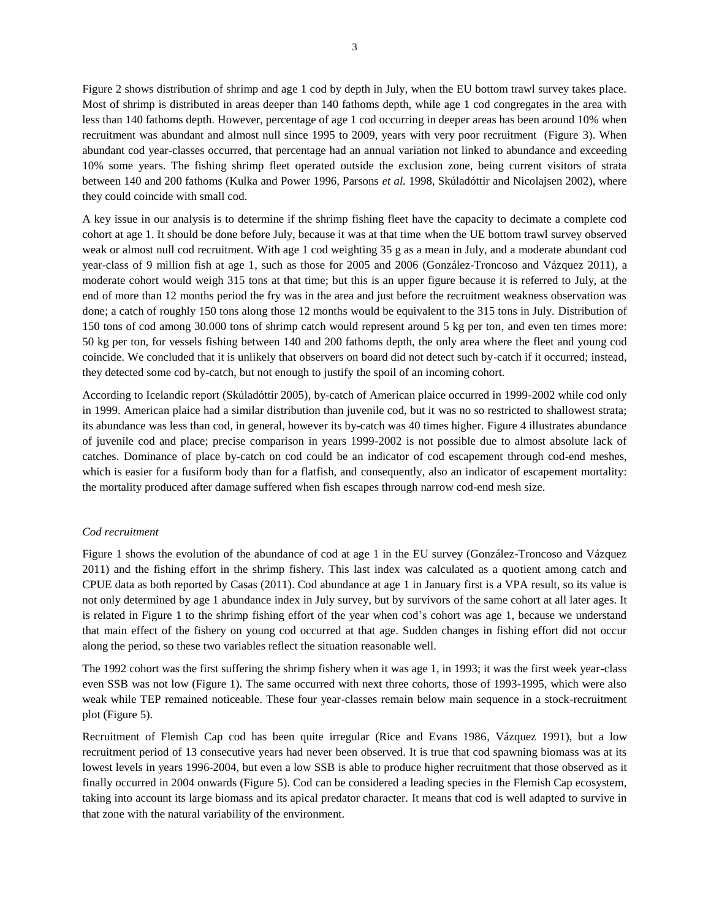Figure 2 shows distribution of shrimp and age 1 cod by depth in July, when the EU bottom trawl survey takes place. Most of shrimp is distributed in areas deeper than 140 fathoms depth, while age 1 cod congregates in the area with less than 140 fathoms depth. However, percentage of age 1 cod occurring in deeper areas has been around 10% when recruitment was abundant and almost null since 1995 to 2009, years with very poor recruitment (Figure 3). When abundant cod year-classes occurred, that percentage had an annual variation not linked to abundance and exceeding 10% some years. The fishing shrimp fleet operated outside the exclusion zone, being current visitors of strata between 140 and 200 fathoms (Kulka and Power 1996, Parsons *et al.* 1998, Skúladóttir and Nicolajsen 2002), where they could coincide with small cod.

A key issue in our analysis is to determine if the shrimp fishing fleet have the capacity to decimate a complete cod cohort at age 1. It should be done before July, because it was at that time when the UE bottom trawl survey observed weak or almost null cod recruitment. With age 1 cod weighting 35 g as a mean in July, and a moderate abundant cod year-class of 9 million fish at age 1, such as those for 2005 and 2006 (González-Troncoso and Vázquez 2011), a moderate cohort would weigh 315 tons at that time; but this is an upper figure because it is referred to July, at the end of more than 12 months period the fry was in the area and just before the recruitment weakness observation was done; a catch of roughly 150 tons along those 12 months would be equivalent to the 315 tons in July. Distribution of 150 tons of cod among 30.000 tons of shrimp catch would represent around 5 kg per ton, and even ten times more: 50 kg per ton, for vessels fishing between 140 and 200 fathoms depth, the only area where the fleet and young cod coincide. We concluded that it is unlikely that observers on board did not detect such by-catch if it occurred; instead, they detected some cod by-catch, but not enough to justify the spoil of an incoming cohort.

According to Icelandic report (Skúladóttir 2005), by-catch of American plaice occurred in 1999-2002 while cod only in 1999. American plaice had a similar distribution than juvenile cod, but it was no so restricted to shallowest strata; its abundance was less than cod, in general, however its by-catch was 40 times higher. Figure 4 illustrates abundance of juvenile cod and place; precise comparison in years 1999-2002 is not possible due to almost absolute lack of catches. Dominance of place by-catch on cod could be an indicator of cod escapement through cod-end meshes, which is easier for a fusiform body than for a flatfish, and consequently, also an indicator of escapement mortality: the mortality produced after damage suffered when fish escapes through narrow cod-end mesh size.

### *Cod recruitment*

Figure 1 shows the evolution of the abundance of cod at age 1 in the EU survey (González-Troncoso and Vázquez 2011) and the fishing effort in the shrimp fishery. This last index was calculated as a quotient among catch and CPUE data as both reported by Casas (2011). Cod abundance at age 1 in January first is a VPA result, so its value is not only determined by age 1 abundance index in July survey, but by survivors of the same cohort at all later ages. It is related in Figure 1 to the shrimp fishing effort of the year when cod's cohort was age 1, because we understand that main effect of the fishery on young cod occurred at that age. Sudden changes in fishing effort did not occur along the period, so these two variables reflect the situation reasonable well.

The 1992 cohort was the first suffering the shrimp fishery when it was age 1, in 1993; it was the first week year-class even SSB was not low (Figure 1). The same occurred with next three cohorts, those of 1993-1995, which were also weak while TEP remained noticeable. These four year-classes remain below main sequence in a stock-recruitment plot (Figure 5).

Recruitment of Flemish Cap cod has been quite irregular (Rice and Evans 1986, Vázquez 1991), but a low recruitment period of 13 consecutive years had never been observed. It is true that cod spawning biomass was at its lowest levels in years 1996-2004, but even a low SSB is able to produce higher recruitment that those observed as it finally occurred in 2004 onwards (Figure 5). Cod can be considered a leading species in the Flemish Cap ecosystem, taking into account its large biomass and its apical predator character. It means that cod is well adapted to survive in that zone with the natural variability of the environment.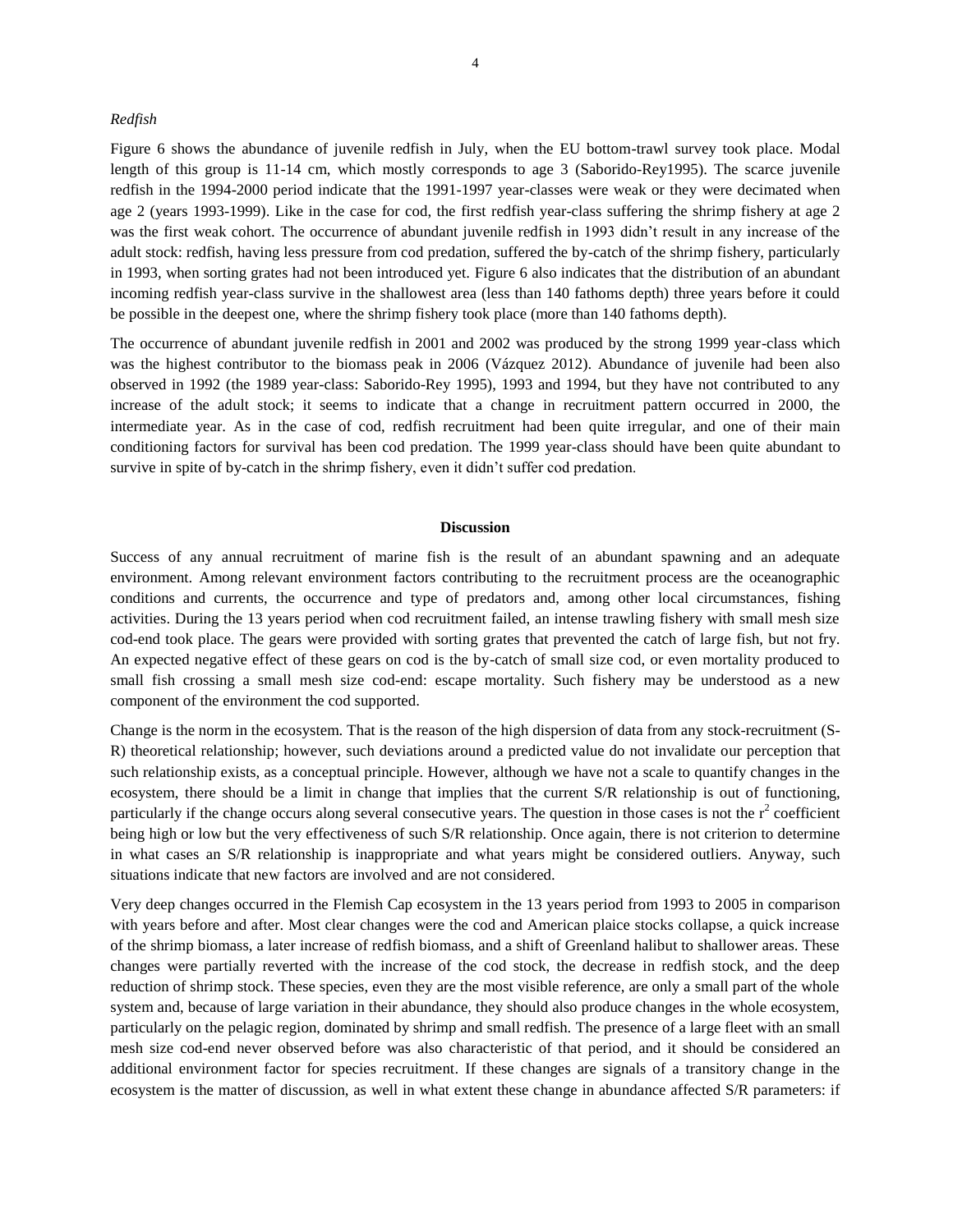*Redfish*

Figure 6 shows the abundance of juvenile redfish in July, when the EU bottom-trawl survey took place. Modal length of this group is 11-14 cm, which mostly corresponds to age 3 (Saborido-Rey1995). The scarce juvenile redfish in the 1994-2000 period indicate that the 1991-1997 year-classes were weak or they were decimated when age 2 (years 1993-1999). Like in the case for cod, the first redfish year-class suffering the shrimp fishery at age 2 was the first weak cohort. The occurrence of abundant juvenile redfish in 1993 didn't result in any increase of the adult stock: redfish, having less pressure from cod predation, suffered the by-catch of the shrimp fishery, particularly in 1993, when sorting grates had not been introduced yet. Figure 6 also indicates that the distribution of an abundant incoming redfish year-class survive in the shallowest area (less than 140 fathoms depth) three years before it could be possible in the deepest one, where the shrimp fishery took place (more than 140 fathoms depth).

The occurrence of abundant juvenile redfish in 2001 and 2002 was produced by the strong 1999 year-class which was the highest contributor to the biomass peak in 2006 (Vázquez 2012). Abundance of juvenile had been also observed in 1992 (the 1989 year-class: Saborido-Rey 1995), 1993 and 1994, but they have not contributed to any increase of the adult stock; it seems to indicate that a change in recruitment pattern occurred in 2000, the intermediate year. As in the case of cod, redfish recruitment had been quite irregular, and one of their main conditioning factors for survival has been cod predation. The 1999 year-class should have been quite abundant to survive in spite of by-catch in the shrimp fishery, even it didn't suffer cod predation.

## Discussion

Success of any annual recruitment of marine fish is the result of an abundant spawning and an adequate environment. Among relevant environment factors contributing to the recruitment process are the oceanographic conditions and currents, the occurrence and type of predators and, among other local circumstances, fishing activities. During the 13 years period when cod recruitment failed, an intense trawling fishery with small mesh size cod-end took place. The gears were provided with sorting grates that prevented the catch of large fish, but not fry. An expected negative effect of these gears on cod is the by-catch of small size cod, or even mortality produced to small fish crossing a small mesh size cod-end: escape mortality. Such fishery may be understood as a new component of the environment the cod supported.

Change is the norm in the ecosystem. That is the reason of the high dispersion of data from any stock-recruitment (S-R) theoretical relationship; however, such deviations around a predicted value do not invalidate our perception that such relationship exists, as a conceptual principle. However, although we have not a scale to quantify changes in the ecosystem, there should be a limit in change that implies that the current S/R relationship is out of functioning, particularly if the change occurs along several consecutive years. The question in those cases is not the $r^2$ coefficient being high or low but the very effectiveness of such S/R relationship. Once again, there is not criterion to determine in what cases an S/R relationship is inappropriate and what years might be considered outliers. Anyway, such situations indicate that new factors are involved and are not considered.

Very deep changes occurred in the Flemish Cap ecosystem in the 13 years period from 1993 to 2005 in comparison with years before and after. Most clear changes were the cod and American plaice stocks collapse, a quick increase of the shrimp biomass, a later increase of redfish biomass, and a shift of Greenland halibut to shallower areas. These changes were partially reverted with the increase of the cod stock, the decrease in redfish stock, and the deep reduction of shrimp stock. These species, even they are the most visible reference, are only a small part of the whole system and, because of large variation in their abundance, they should also produce changes in the whole ecosystem, particularly on the pelagic region, dominated by shrimp and small redfish. The presence of a large fleet with an small mesh size cod-end never observed before was also characteristic of that period, and it should be considered an additional environment factor for species recruitment. If these changes are signals of a transitory change in the ecosystem is the matter of discussion, as well in what extent these change in abundance affected S/R parameters: if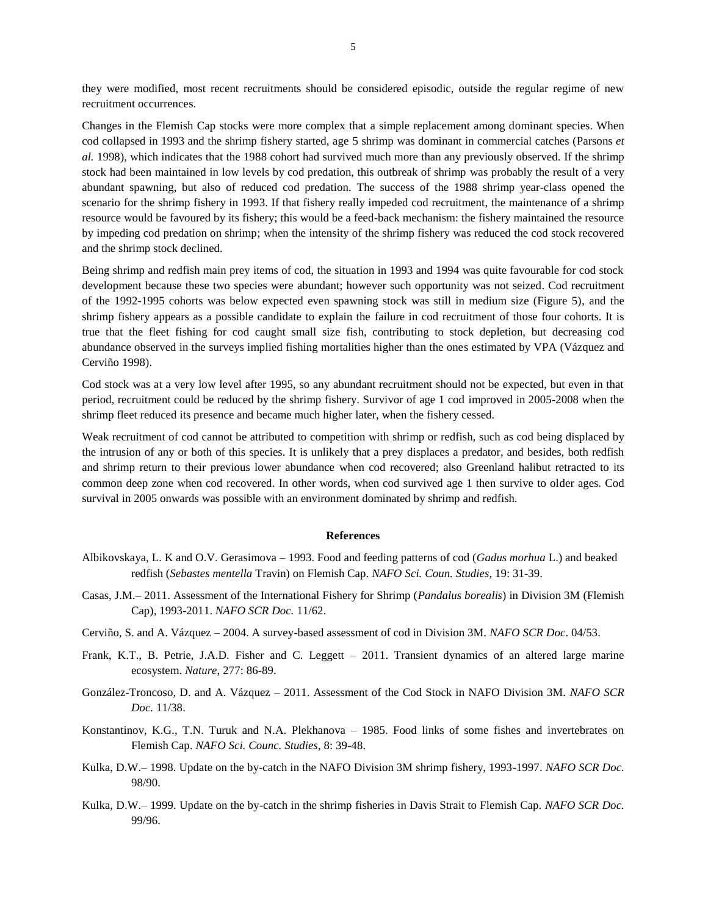they were modified, most recent recruitments should be considered episodic, outside the regular regime of new recruitment occurrences.

Changes in the Flemish Cap stocks were more complex that a simple replacement among dominant species. When cod collapsed in 1993 and the shrimp fishery started, age 5 shrimp was dominant in commercial catches (Parsons *et al.* 1998), which indicates that the 1988 cohort had survived much more than any previously observed. If the shrimp stock had been maintained in low levels by cod predation, this outbreak of shrimp was probably the result of a very abundant spawning, but also of reduced cod predation. The success of the 1988 shrimp year-class opened the scenario for the shrimp fishery in 1993. If that fishery really impeded cod recruitment, the maintenance of a shrimp resource would be favoured by its fishery; this would be a feed-back mechanism: the fishery maintained the resource by impeding cod predation on shrimp; when the intensity of the shrimp fishery was reduced the cod stock recovered and the shrimp stock declined.

Being shrimp and redfish main prey items of cod, the situation in 1993 and 1994 was quite favourable for cod stock development because these two species were abundant; however such opportunity was not seized. Cod recruitment of the 1992-1995 cohorts was below expected even spawning stock was still in medium size (Figure 5), and the shrimp fishery appears as a possible candidate to explain the failure in cod recruitment of those four cohorts. It is true that the fleet fishing for cod caught small size fish, contributing to stock depletion, but decreasing cod abundance observed in the surveys implied fishing mortalities higher than the ones estimated by VPA (Vázquez and Cerviño 1998).

Cod stock was at a very low level after 1995, so any abundant recruitment should not be expected, but even in that period, recruitment could be reduced by the shrimp fishery. Survivor of age 1 cod improved in 2005-2008 when the shrimp fleet reduced its presence and became much higher later, when the fishery cessed.

Weak recruitment of cod cannot be attributed to competition with shrimp or redfish, such as cod being displaced by the intrusion of any or both of this species. It is unlikely that a prey displaces a predator, and besides, both redfish and shrimp return to their previous lower abundance when cod recovered; also Greenland halibut retracted to its common deep zone when cod recovered. In other words, when cod survived age 1 then survive to older ages. Cod survival in 2005 onwards was possible with an environment dominated by shrimp and redfish.

## References

Albikovskaya, L. K and O.V. Gerasimova – 1993. Food and feeding patterns of cod (*Gadus morhua* L.) and beaked redfish (*Sebastes mentella* Travin) on Flemish Cap. *NAFO Sci. Coun. Studies*, 19: 31-39.

Casas, J.M.– 2011. Assessment of the International Fishery for Shrimp (*Pandalus borealis*) in Division 3M (Flemish Cap), 1993-2011. *NAFO SCR Doc.* 11/62.

Cerviño, S. and A. Vázquez – 2004. A survey-based assessment of cod in Division 3M. *NAFO SCR Doc*. 04/53.

Frank, K.T., B. Petrie, J.A.D. Fisher and C. Leggett – 2011. Transient dynamics of an altered large marine ecosystem. *Nature*, 277: 86-89.

González-Troncoso, D. and A. Vázquez – 2011. Assessment of the Cod Stock in NAFO Division 3M. *NAFO SCR Doc.* 11/38.

Konstantinov, K.G., T.N. Turuk and N.A. Plekhanova – 1985. Food links of some fishes and invertebrates on Flemish Cap. *NAFO Sci. Counc. Studies*, 8: 39-48.

Kulka, D.W.– 1998. Update on the by-catch in the NAFO Division 3M shrimp fishery, 1993-1997. *NAFO SCR Doc.* 98/90.

Kulka, D.W.– 1999. Update on the by-catch in the shrimp fisheries in Davis Strait to Flemish Cap. *NAFO SCR Doc.* 99/96.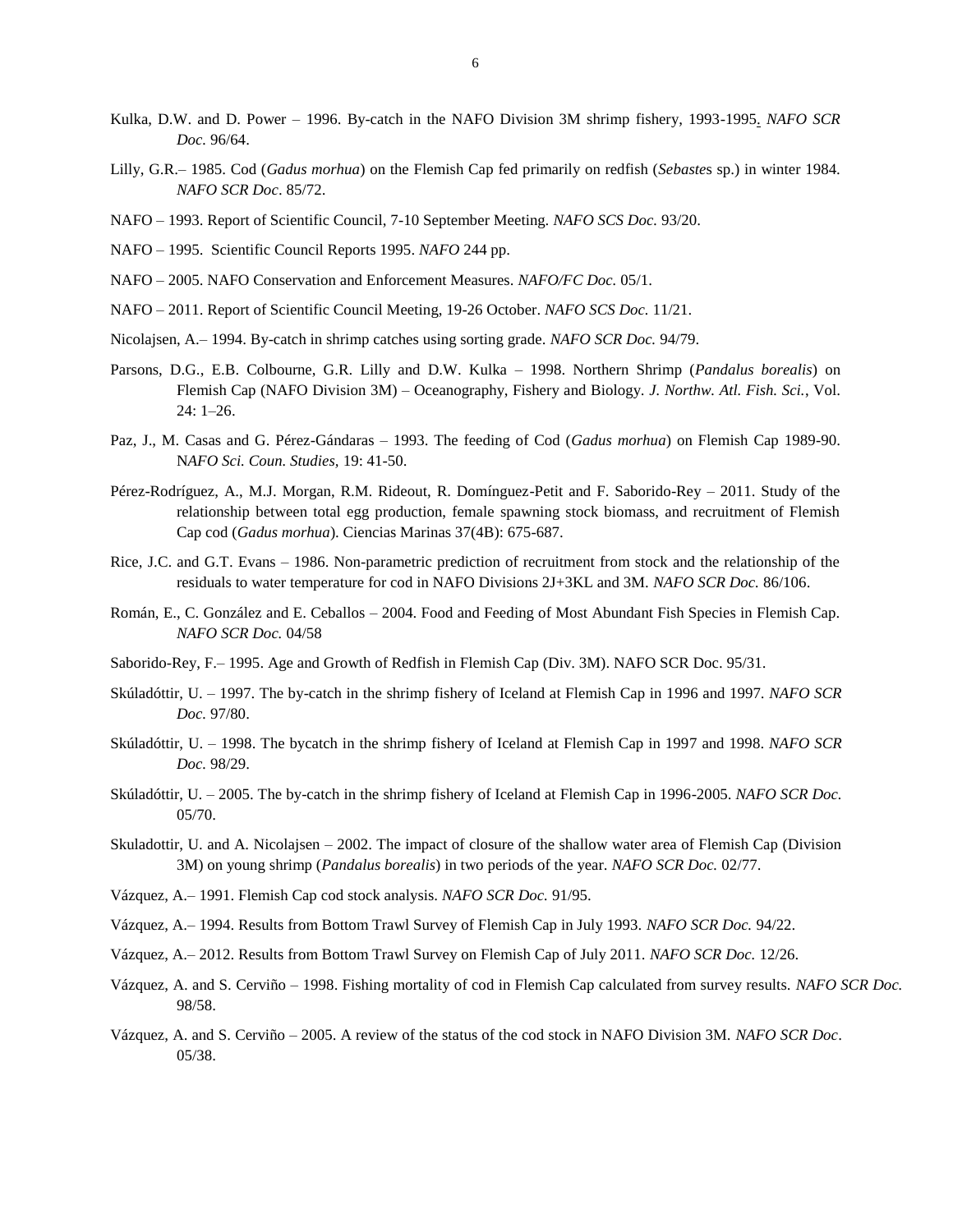Kulka, D.W. and D. Power – 1996. By-catch in the NAFO Division 3M shrimp fishery, 1993-1995. *NAFO SCR Doc.* 96/64.

Lilly, G.R.– 1985. Cod (*Gadus morhua*) on the Flemish Cap fed primarily on redfish (*Sebastes* sp.) in winter 1984. *NAFO SCR Doc*. 85/72.

NAFO – 1993. Report of Scientific Council, 7-10 September Meeting. *NAFO SCS Doc.* 93/20.

NAFO – 1995. Scientific Council Reports 1995. *NAFO* 244 pp.

NAFO – 2005. NAFO Conservation and Enforcement Measures. *NAFO/FC Doc.* 05/1.

NAFO – 2011. Report of Scientific Council Meeting, 19-26 October. *NAFO SCS Doc.* 11/21.

Nicolajsen, A.– 1994. By-catch in shrimp catches using sorting grade. *NAFO SCR Doc.* 94/79.

Parsons, D.G., E.B. Colbourne, G.R. Lilly and D.W. Kulka – 1998. Northern Shrimp (*Pandalus borealis*) on Flemish Cap (NAFO Division 3M) – Oceanography, Fishery and Biology. *J. Northw. Atl. Fish. Sci.*, Vol. 24: 1–26.

Paz, J., M. Casas and G. Pérez-Gándaras – 1993. The feeding of Cod (*Gadus morhua*) on Flemish Cap 1989-90. N*AFO Sci. Coun. Studies,* 19: 41-50.

Pérez-Rodríguez, A., M.J. Morgan, R.M. Rideout, R. Domínguez-Petit and F. Saborido-Rey – 2011. Study of the relationship between total egg production, female spawning stock biomass, and recruitment of Flemish Cap cod (*Gadus morhua*). Ciencias Marinas 37(4B): 675-687.

Rice, J.C. and G.T. Evans – 1986. Non-parametric prediction of recruitment from stock and the relationship of the residuals to water temperature for cod in NAFO Divisions 2J+3KL and 3M. *NAFO SCR Doc.* 86/106.

Román, E., C. González and E. Ceballos – 2004. Food and Feeding of Most Abundant Fish Species in Flemish Cap. *NAFO SCR Doc.* 04/58

Saborido-Rey, F.– 1995. Age and Growth of Redfish in Flemish Cap (Div. 3M). NAFO SCR Doc. 95/31.

Skúladóttir, U. – 1997. The by-catch in the shrimp fishery of Iceland at Flemish Cap in 1996 and 1997. *NAFO SCR Doc.* 97/80.

Skúladóttir, U. – 1998. The bycatch in the shrimp fishery of Iceland at Flemish Cap in 1997 and 1998. *NAFO SCR Doc.* 98/29.

Skúladóttir, U. – 2005. The by-catch in the shrimp fishery of Iceland at Flemish Cap in 1996-2005. *NAFO SCR Doc.* 05/70.

Skuladottir, U. and A. Nicolajsen – 2002. The impact of closure of the shallow water area of Flemish Cap (Division 3M) on young shrimp (*Pandalus borealis*) in two periods of the year. *NAFO SCR Doc.* 02/77.

Vázquez, A.– 1991. Flemish Cap cod stock analysis. *NAFO SCR Doc.* 91/95.

Vázquez, A.– 1994. Results from Bottom Trawl Survey of Flemish Cap in July 1993. *NAFO SCR Doc.* 94/22.

Vázquez, A.– 2012. Results from Bottom Trawl Survey on Flemish Cap of July 2011. *NAFO SCR Doc.* 12/26.

Vázquez, A. and S. Cerviño – 1998. Fishing mortality of cod in Flemish Cap calculated from survey results. *NAFO SCR Doc.* 98/58.

Vázquez, A. and S. Cerviño – 2005. A review of the status of the cod stock in NAFO Division 3M. *NAFO SCR Doc*. 05/38.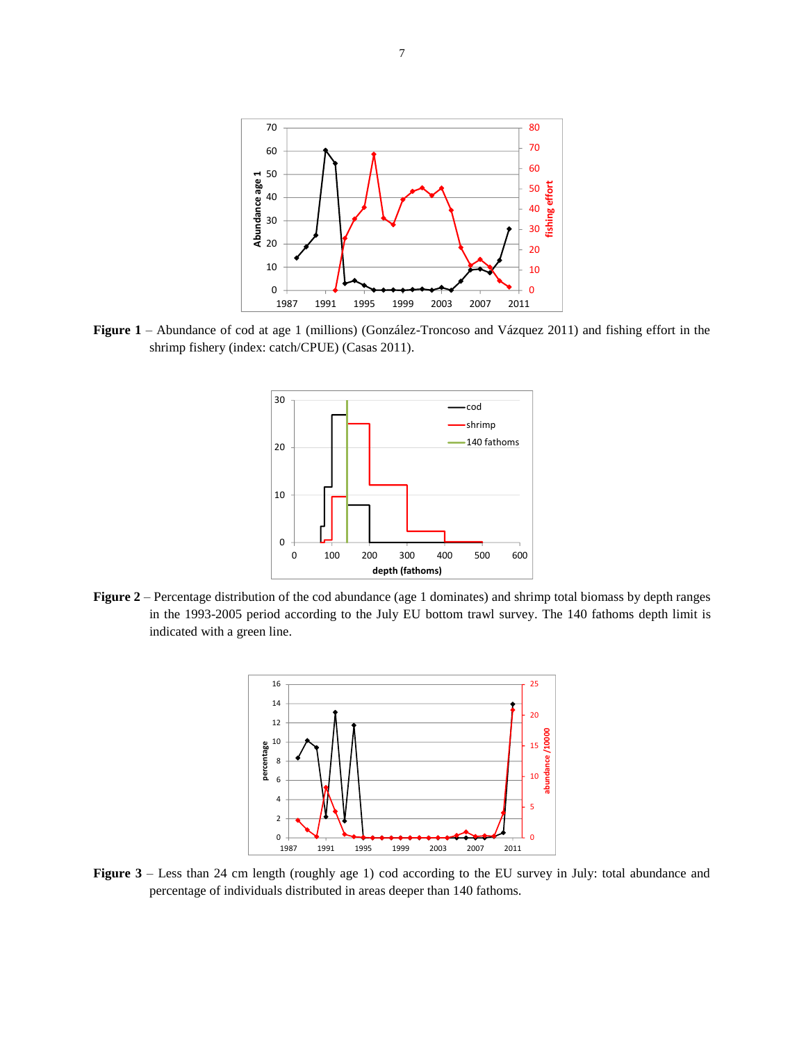**Figure 1** – Abundance of cod at age 1 (millions) (González-Troncoso and Vázquez 2011) and fishing effort in the shrimp fishery (index: catch/CPUE) (Casas 2011).

**Figure 2** – Percentage distribution of the cod abundance (age 1 dominates) and shrimp total biomass by depth ranges in the 1993-2005 period according to the July EU bottom trawl survey. The 140 fathoms depth limit is indicated with a green line.

**Figure 3** – Less than 24 cm length (roughly age 1) cod according to the EU survey in July: total abundance and percentage of individuals distributed in areas deeper than 140 fathoms.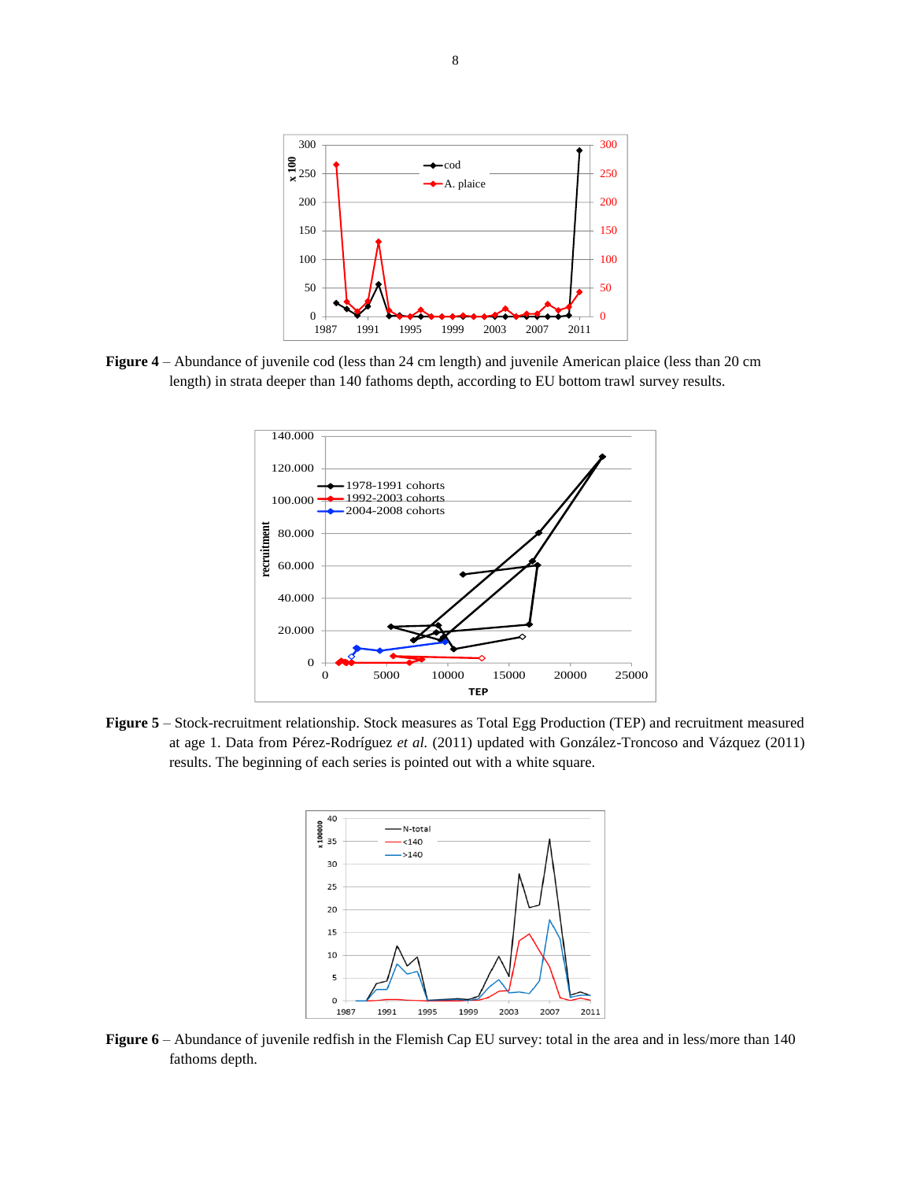x 100

300
250
200
150
100
50
0

1987 1991 1995 1999 2003 2007 2011

cod

A. plaice

300
250
200
150
100
50
0

**Figure 4** – Abundance of juvenile cod (less than 24 cm length) and juvenile American plaice (less than 20 cm length) in strata deeper than 140 fathoms depth, according to EU bottom trawl survey results.

recruitment

140.000
120.000
100.000
80.000
60.000
40.000
20.000
0

1978-1991 cohorts
1992-2003 cohorts
2004-2008 cohorts

0 5000 10000 15000 20000 25000

TEP

**Figure 5** – Stock-recruitment relationship. Stock measures as Total Egg Production (TEP) and recruitment measured at age 1. Data from Pérez-Rodríguez *et al.* (2011) updated with González-Troncoso and Vázquez (2011) results. The beginning of each series is pointed out with a white square.

x 100000

40
35
30
25
20
15
10
5
0

N-total
<140
>140

1987 1991 1995 1999 2003 2007 2011

**Figure 6** – Abundance of juvenile redfish in the Flemish Cap EU survey: total in the area and in less/more than 140 fathoms depth.